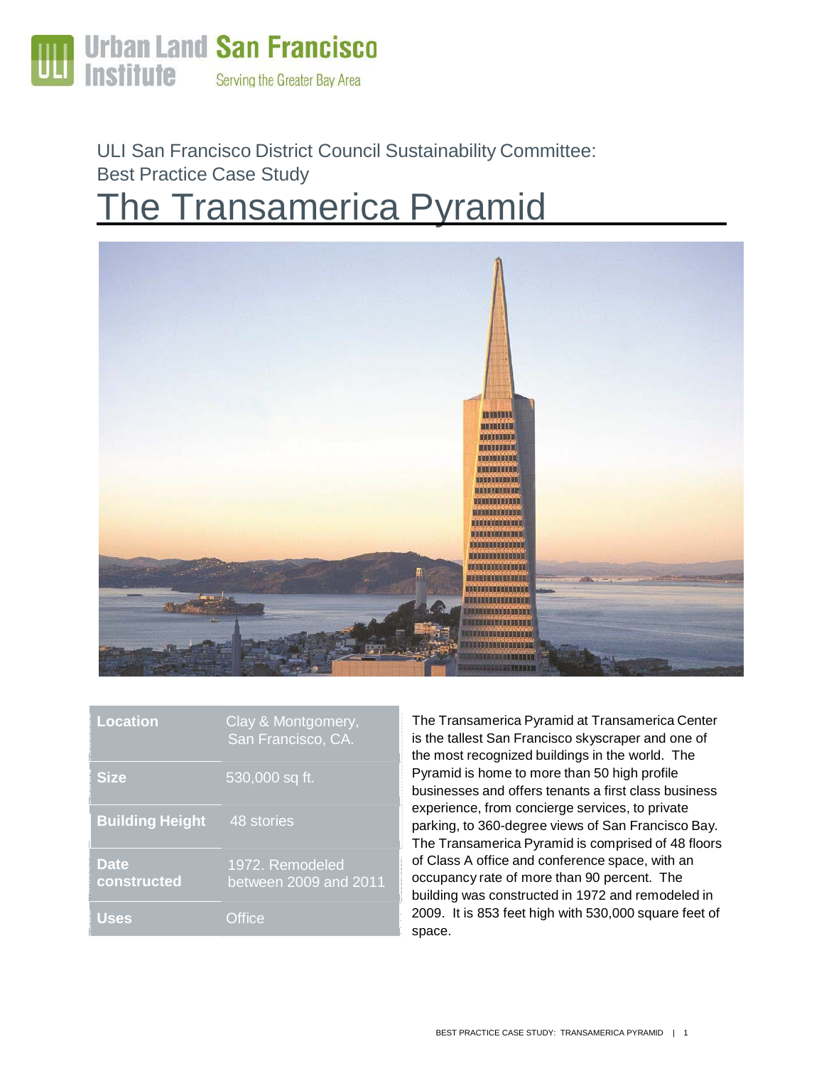Urban Land Institute San Francisco
Serving the Greater Bay Area

ULI San Francisco District Council Sustainability Committee:
Best Practice Case Study

# The Transamerica Pyramid

| | |
|---|---|
| **Location** | Clay & Montgomery, San Francisco, CA. |
| **Size** | 530,000 sq ft. |
| **Building Height** | 48 stories |
| **Date constructed** | 1972. Remodeled between 2009 and 2011 |
| **Uses** | Office |

The Transamerica Pyramid at Transamerica Center is the tallest San Francisco skyscraper and one of the most recognized buildings in the world. The Pyramid is home to more than 50 high profile businesses and offers tenants a first class business experience, from concierge services, to private parking, to 360-degree views of San Francisco Bay. The Transamerica Pyramid is comprised of 48 floors of Class A office and conference space, with an occupancy rate of more than 90 percent. The building was constructed in 1972 and remodeled in 2009. It is 853 feet high with 530,000 square feet of space.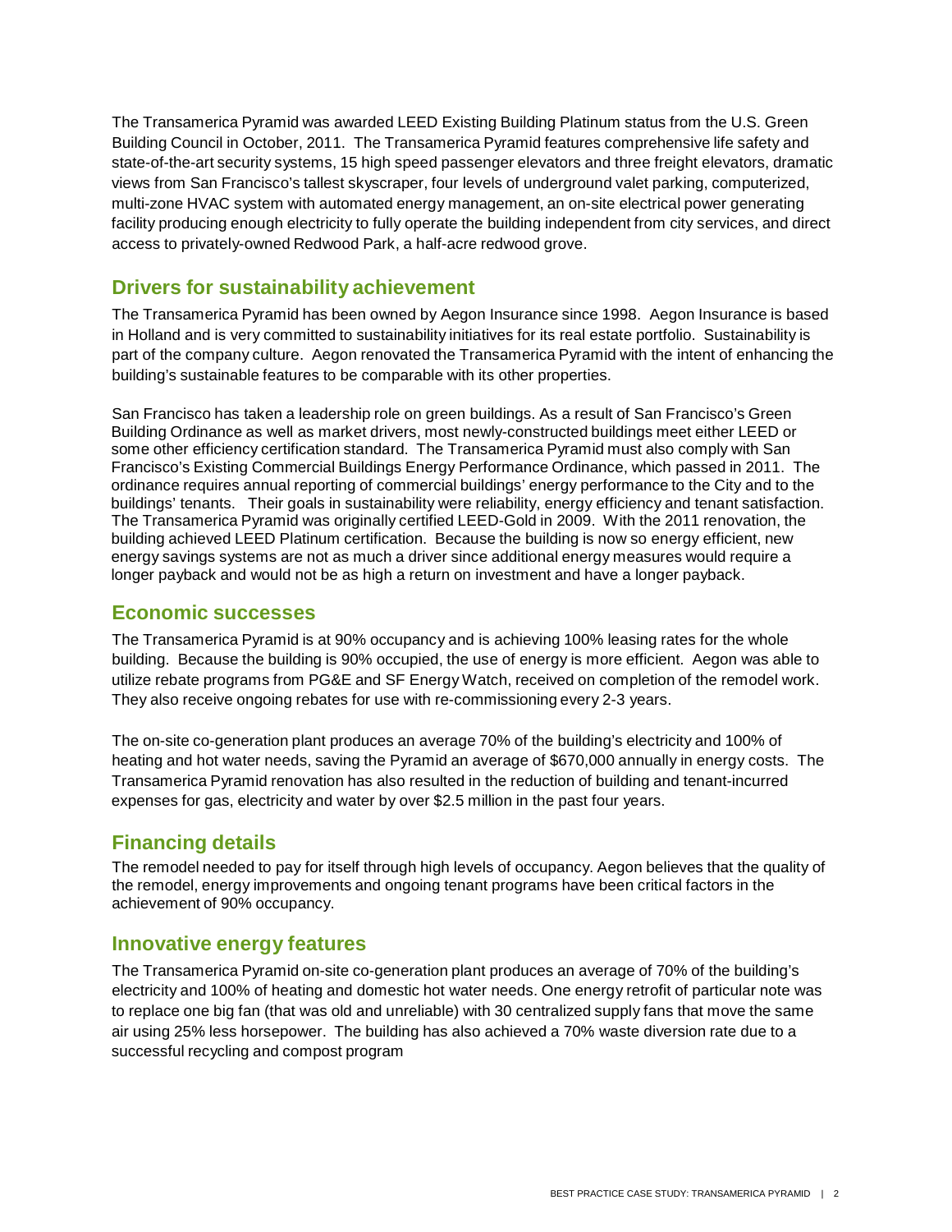The Transamerica Pyramid was awarded LEED Existing Building Platinum status from the U.S. Green Building Council in October, 2011. The Transamerica Pyramid features comprehensive life safety and state-of-the-art security systems, 15 high speed passenger elevators and three freight elevators, dramatic views from San Francisco's tallest skyscraper, four levels of underground valet parking, computerized, multi-zone HVAC system with automated energy management, an on-site electrical power generating facility producing enough electricity to fully operate the building independent from city services, and direct access to privately-owned Redwood Park, a half-acre redwood grove.

## Drivers for sustainability achievement

The Transamerica Pyramid has been owned by Aegon Insurance since 1998. Aegon Insurance is based in Holland and is very committed to sustainability initiatives for its real estate portfolio. Sustainability is part of the company culture. Aegon renovated the Transamerica Pyramid with the intent of enhancing the building's sustainable features to be comparable with its other properties.

San Francisco has taken a leadership role on green buildings. As a result of San Francisco's Green Building Ordinance as well as market drivers, most newly-constructed buildings meet either LEED or some other efficiency certification standard. The Transamerica Pyramid must also comply with San Francisco's Existing Commercial Buildings Energy Performance Ordinance, which passed in 2011. The ordinance requires annual reporting of commercial buildings' energy performance to the City and to the buildings' tenants. Their goals in sustainability were reliability, energy efficiency and tenant satisfaction. The Transamerica Pyramid was originally certified LEED-Gold in 2009. With the 2011 renovation, the building achieved LEED Platinum certification. Because the building is now so energy efficient, new energy savings systems are not as much a driver since additional energy measures would require a longer payback and would not be as high a return on investment and have a longer payback.

## Economic successes

The Transamerica Pyramid is at 90% occupancy and is achieving 100% leasing rates for the whole building. Because the building is 90% occupied, the use of energy is more efficient. Aegon was able to utilize rebate programs from PG&E and SF Energy Watch, received on completion of the remodel work. They also receive ongoing rebates for use with re-commissioning every 2-3 years.

The on-site co-generation plant produces an average 70% of the building's electricity and 100% of heating and hot water needs, saving the Pyramid an average of $670,000 annually in energy costs. The Transamerica Pyramid renovation has also resulted in the reduction of building and tenant-incurred expenses for gas, electricity and water by over $2.5 million in the past four years.

## Financing details

The remodel needed to pay for itself through high levels of occupancy. Aegon believes that the quality of the remodel, energy improvements and ongoing tenant programs have been critical factors in the achievement of 90% occupancy.

## Innovative energy features

The Transamerica Pyramid on-site co-generation plant produces an average of 70% of the building's electricity and 100% of heating and domestic hot water needs. One energy retrofit of particular note was to replace one big fan (that was old and unreliable) with 30 centralized supply fans that move the same air using 25% less horsepower. The building has also achieved a 70% waste diversion rate due to a successful recycling and compost program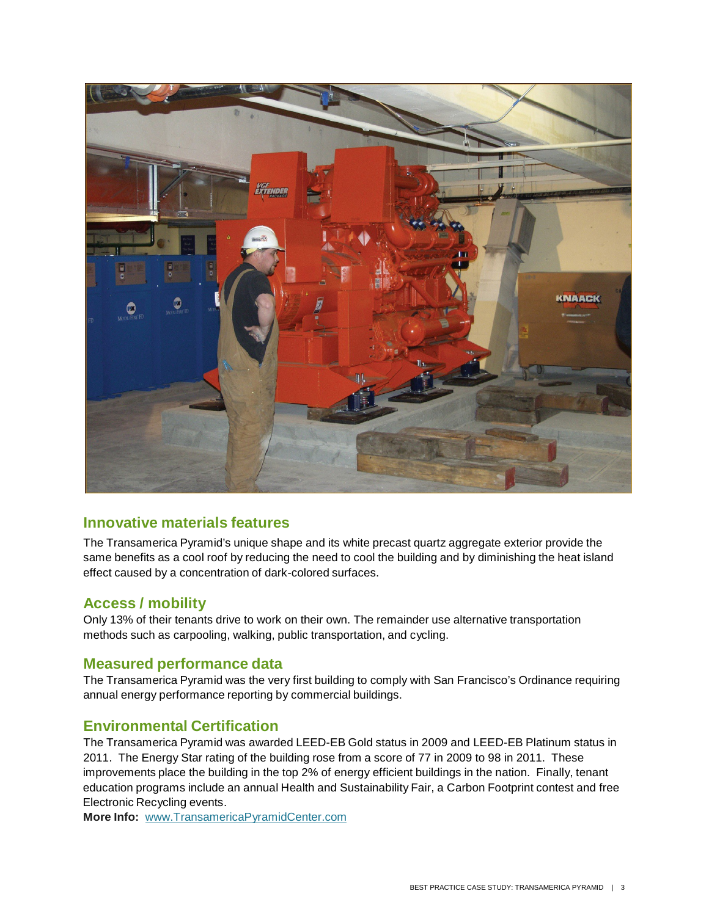## Innovative materials features

The Transamerica Pyramid's unique shape and its white precast quartz aggregate exterior provide the same benefits as a cool roof by reducing the need to cool the building and by diminishing the heat island effect caused by a concentration of dark-colored surfaces.

## Access / mobility

Only 13% of their tenants drive to work on their own. The remainder use alternative transportation methods such as carpooling, walking, public transportation, and cycling.

## Measured performance data

The Transamerica Pyramid was the very first building to comply with San Francisco's Ordinance requiring annual energy performance reporting by commercial buildings.

## Environmental Certification

The Transamerica Pyramid was awarded LEED-EB Gold status in 2009 and LEED-EB Platinum status in 2011. The Energy Star rating of the building rose from a score of 77 in 2009 to 98 in 2011. These improvements place the building in the top 2% of energy efficient buildings in the nation. Finally, tenant education programs include an annual Health and Sustainability Fair, a Carbon Footprint contest and free Electronic Recycling events.

**More Info:** www.TransamericaPyramidCenter.com